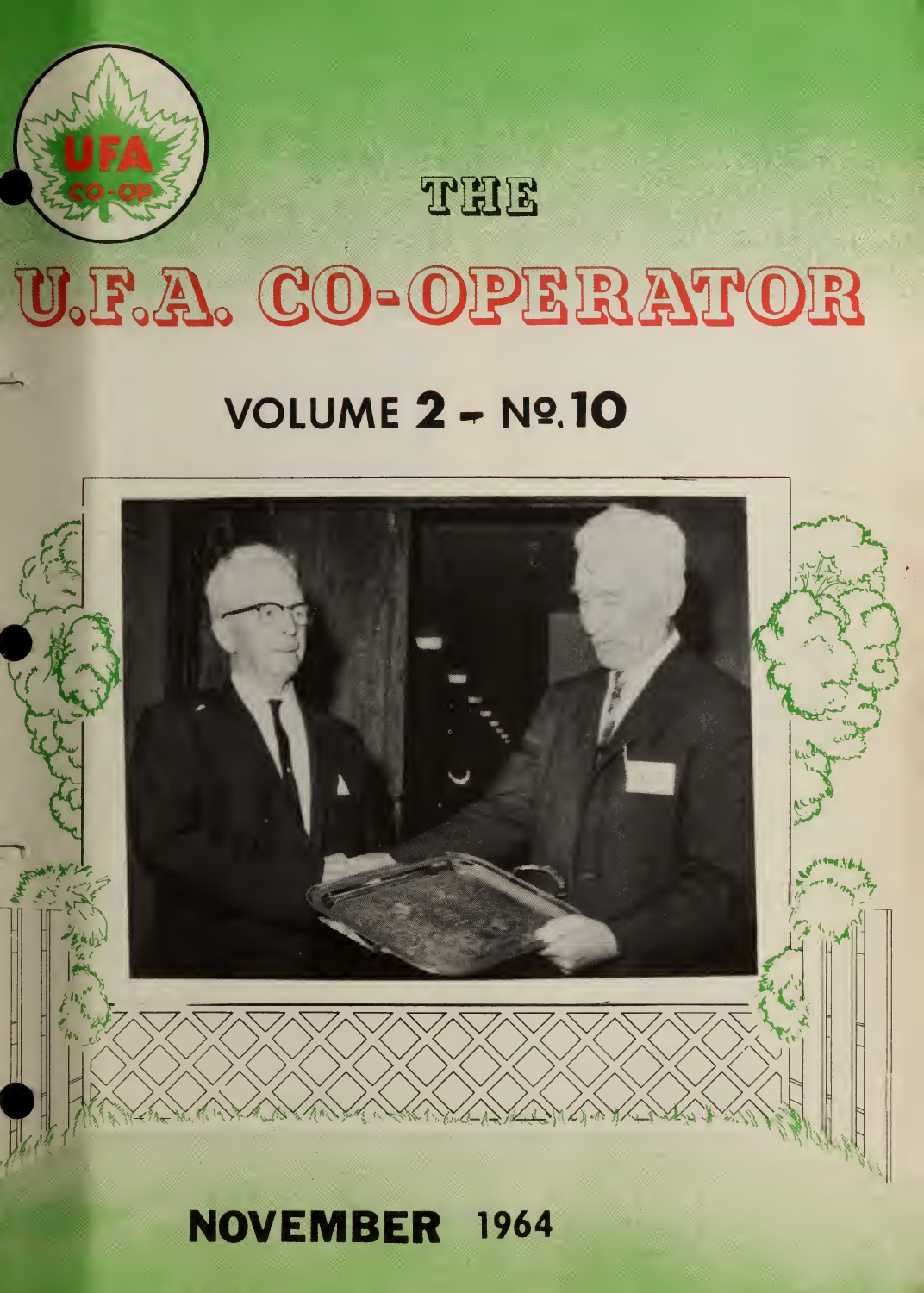UFA CO-OP

# THE U.F.A. CO-OPERATOR

## VOLUME 2 – №.10

## NOVEMBER 1964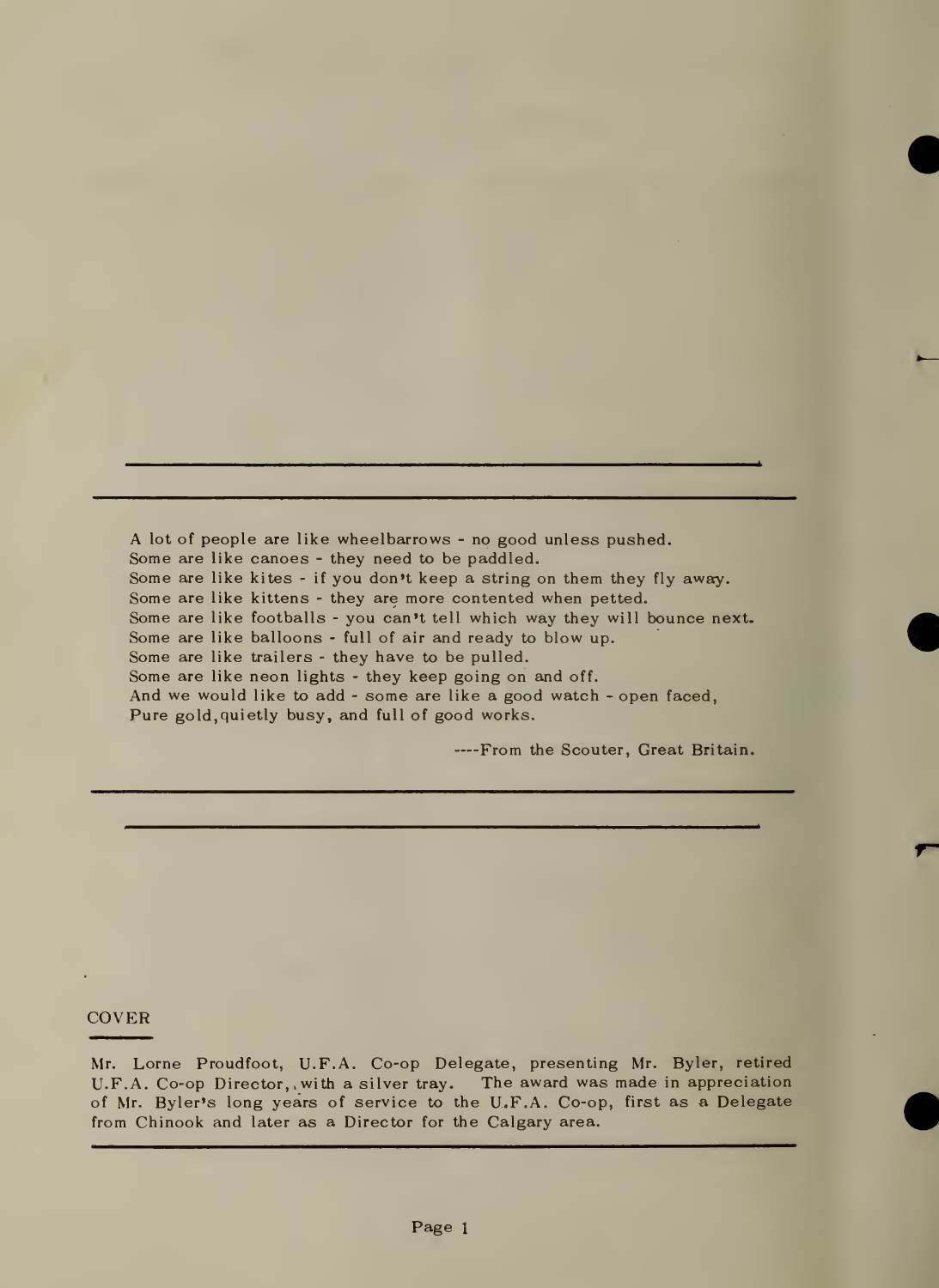A lot of people are like wheelbarrows - no good unless pushed.
Some are like canoes - they need to be paddled.
Some are like kites - if you don't keep a string on them they fly away.
Some are like kittens - they are more contented when petted.
Some are like footballs - you can't tell which way they will bounce next.
Some are like balloons - full of air and ready to blow up.
Some are like trailers - they have to be pulled.
Some are like neon lights - they keep going on and off.
And we would like to add - some are like a good watch - open faced,
Pure gold, quietly busy, and full of good works.

----From the Scouter, Great Britain.

---

COVER

Mr. Lorne Proudfoot, U.F.A. Co-op Delegate, presenting Mr. Byler, retired U.F.A. Co-op Director, with a silver tray. The award was made in appreciation of Mr. Byler's long years of service to the U.F.A. Co-op, first as a Delegate from Chinook and later as a Director for the Calgary area.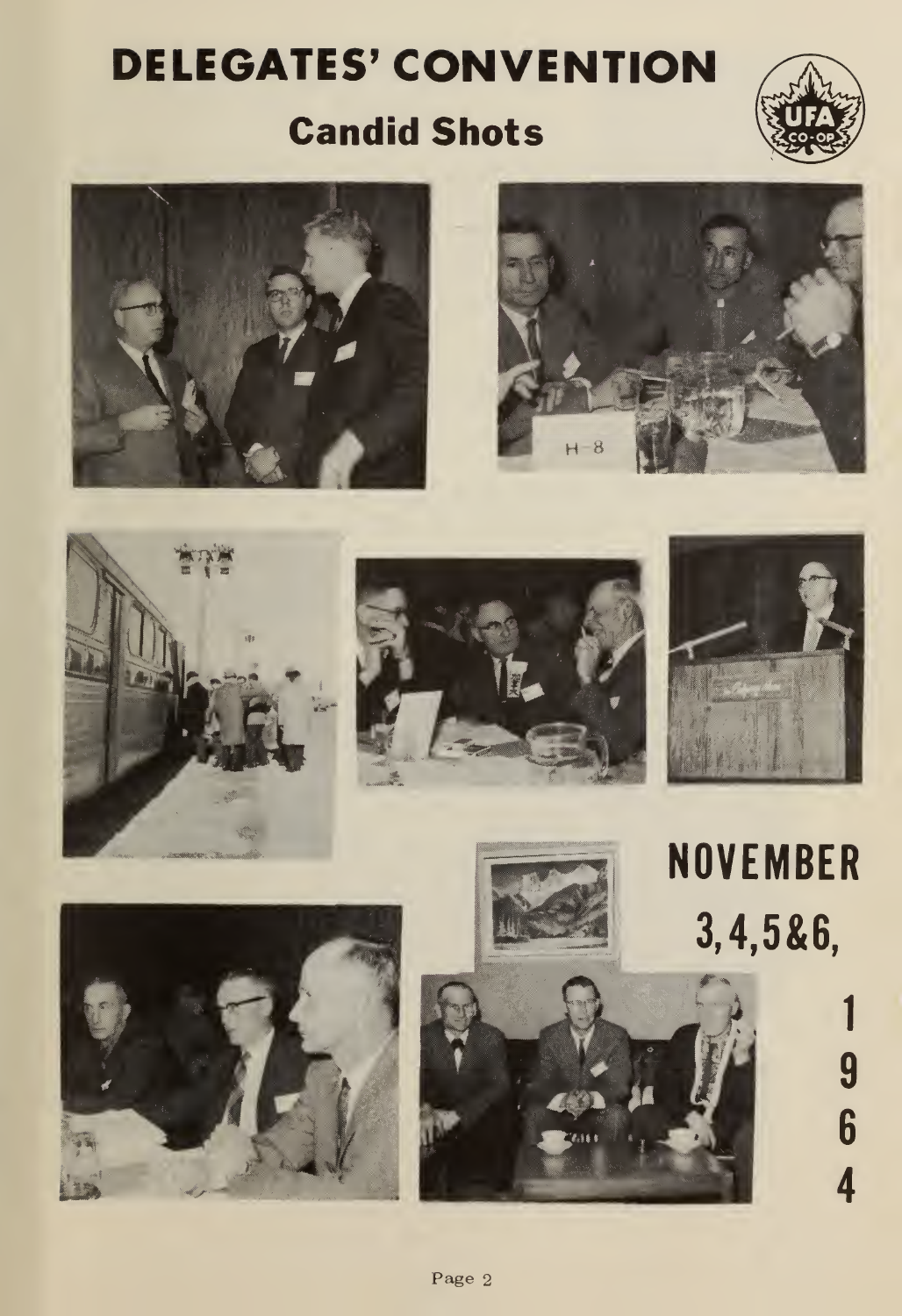# DELEGATES' CONVENTION

## Candid Shots

NOVEMBER 3, 4, 5 & 6, 1964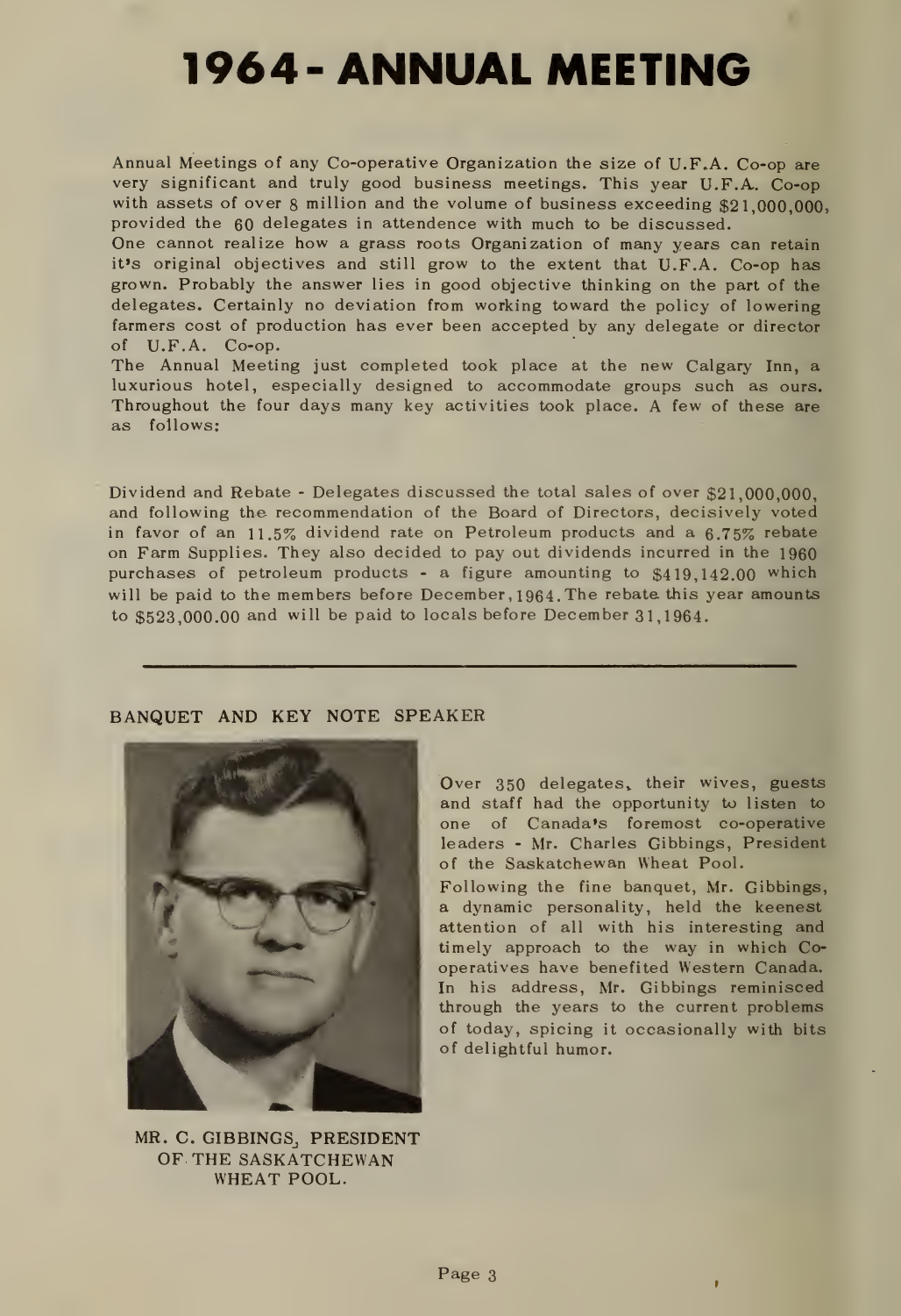# 1964 - ANNUAL MEETING

Annual Meetings of any Co-operative Organization the size of U.F.A. Co-op are very significant and truly good business meetings. This year U.F.A. Co-op with assets of over 8 million and the volume of business exceeding $21,000,000, provided the 60 delegates in attendence with much to be discussed.

One cannot realize how a grass roots Organization of many years can retain it's original objectives and still grow to the extent that U.F.A. Co-op has grown. Probably the answer lies in good objective thinking on the part of the delegates. Certainly no deviation from working toward the policy of lowering farmers cost of production has ever been accepted by any delegate or director of U.F.A. Co-op.

The Annual Meeting just completed took place at the new Calgary Inn, a luxurious hotel, especially designed to accommodate groups such as ours. Throughout the four days many key activities took place. A few of these are as follows:

Dividend and Rebate - Delegates discussed the total sales of over $21,000,000, and following the recommendation of the Board of Directors, decisively voted in favor of an 11.5% dividend rate on Petroleum products and a 6.75% rebate on Farm Supplies. They also decided to pay out dividends incurred in the 1960 purchases of petroleum products - a figure amounting to $419,142.00 which will be paid to the members before December, 1964. The rebate this year amounts to $523,000.00 and will be paid to locals before December 31, 1964.

---

## BANQUET AND KEY NOTE SPEAKER

Over 350 delegates, their wives, guests and staff had the opportunity to listen to one of Canada's foremost co-operative leaders - Mr. Charles Gibbings, President of the Saskatchewan Wheat Pool.

Following the fine banquet, Mr. Gibbings, a dynamic personality, held the keenest attention of all with his interesting and timely approach to the way in which Co-operatives have benefited Western Canada. In his address, Mr. Gibbings reminisced through the years to the current problems of today, spicing it occasionally with bits of delightful humor.

MR. C. GIBBINGS, PRESIDENT OF THE SASKATCHEWAN WHEAT POOL.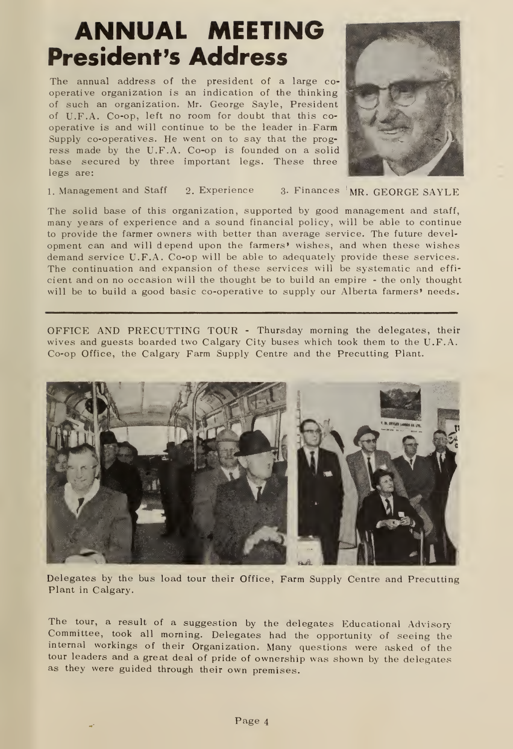# ANNUAL MEETING
## President's Address

The annual address of the president of a large co-operative organization is an indication of the thinking of such an organization. Mr. George Sayle, President of U.F.A. Co-op, left no room for doubt that this co-operative is and will continue to be the leader in Farm Supply co-operatives. He went on to say that the progress made by the U.F.A. Co-op is founded on a solid base secured by three important legs. These three legs are:

1. Management and Staff
2. Experience
3. Finances

MR. GEORGE SAYLE

The solid base of this organization, supported by good management and staff, many years of experience and a sound financial policy, will be able to continue to provide the farmer owners with better than average service. The future development can and will depend upon the farmers' wishes, and when these wishes demand service U.F.A. Co-op will be able to adequately provide these services. The continuation and expansion of these services will be systematic and efficient and on no occasion will the thought be to build an empire - the only thought will be to build a good basic co-operative to supply our Alberta farmers' needs.

---

OFFICE AND PRECUTTING TOUR - Thursday morning the delegates, their wives and guests boarded two Calgary City buses which took them to the U.F.A. Co-op Office, the Calgary Farm Supply Centre and the Precutting Plant.

Delegates by the bus load tour their Office, Farm Supply Centre and Precutting Plant in Calgary.

The tour, a result of a suggestion by the delegates Educational Advisory Committee, took all morning. Delegates had the opportunity of seeing the internal workings of their Organization. Many questions were asked of the tour leaders and a great deal of pride of ownership was shown by the delegates as they were guided through their own premises.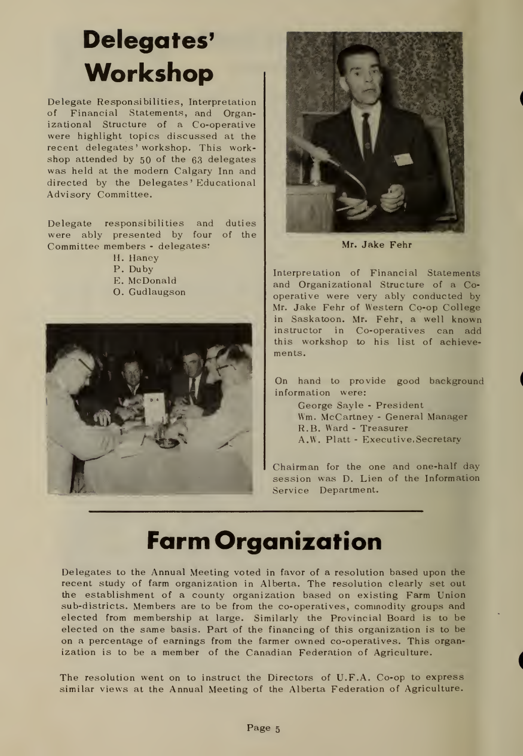# Delegates' Workshop

Delegate Responsibilities, Interpretation of Financial Statements, and Organizational Structure of a Co-operative were highlight topics discussed at the recent delegates' workshop. This workshop attended by 50 of the 63 delegates was held at the modern Calgary Inn and directed by the Delegates' Educational Advisory Committee.

Delegate responsibilities and duties were ably presented by four of the Committee members - delegates:

- H. Haney
- P. Duby
- E. McDonald
- O. Gudlaugson

Mr. Jake Fehr

Interpretation of Financial Statements and Organizational Structure of a Co-operative were very ably conducted by Mr. Jake Fehr of Western Co-op College in Saskatoon. Mr. Fehr, a well known instructor in Co-operatives can add this workshop to his list of achievements.

On hand to provide good background information were:

- George Sayle - President
- Wm. McCartney - General Manager
- R.B. Ward - Treasurer
- A.W. Platt - Executive Secretary

Chairman for the one and one-half day session was D. Lien of the Information Service Department.

# Farm Organization

Delegates to the Annual Meeting voted in favor of a resolution based upon the recent study of farm organization in Alberta. The resolution clearly set out the establishment of a county organization based on existing Farm Union sub-districts. Members are to be from the co-operatives, commodity groups and elected from membership at large. Similarly the Provincial Board is to be elected on the same basis. Part of the financing of this organization is to be on a percentage of earnings from the farmer owned co-operatives. This organization is to be a member of the Canadian Federation of Agriculture.

The resolution went on to instruct the Directors of U.F.A. Co-op to express similar views at the Annual Meeting of the Alberta Federation of Agriculture.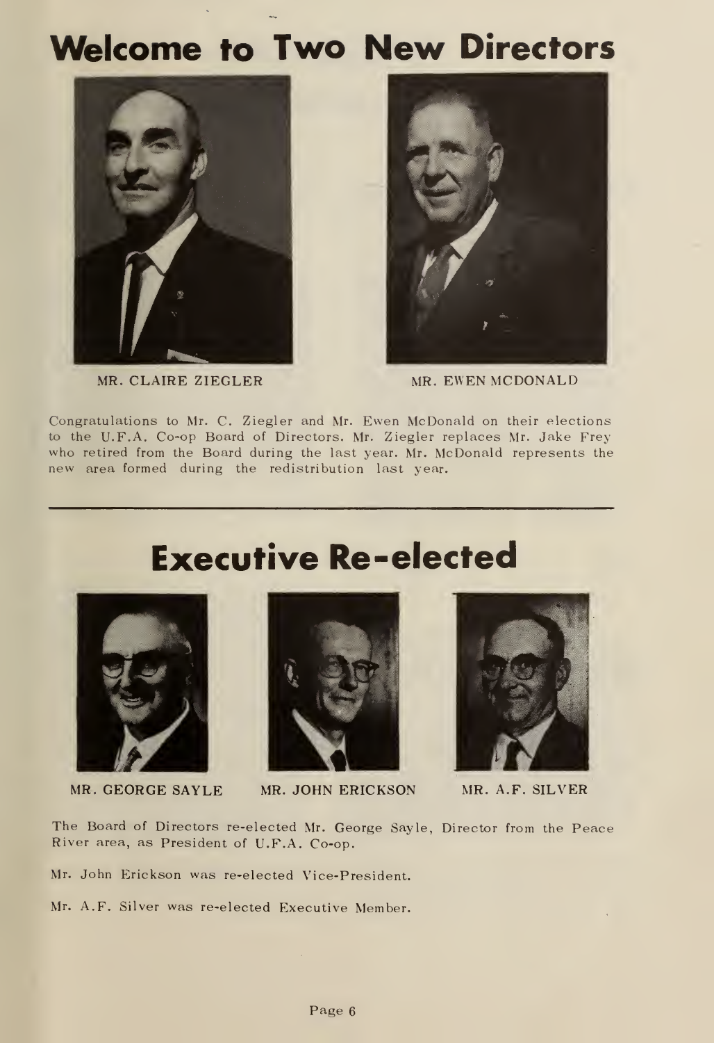# Welcome to Two New Directors

MR. CLAIRE ZIEGLER

MR. EWEN MCDONALD

Congratulations to Mr. C. Ziegler and Mr. Ewen McDonald on their elections to the U.F.A. Co-op Board of Directors. Mr. Ziegler replaces Mr. Jake Frey who retired from the Board during the last year. Mr. McDonald represents the new area formed during the redistribution last year.

---

# Executive Re-elected

MR. GEORGE SAYLE

MR. JOHN ERICKSON

MR. A.F. SILVER

The Board of Directors re-elected Mr. George Sayle, Director from the Peace River area, as President of U.F.A. Co-op.

Mr. John Erickson was re-elected Vice-President.

Mr. A.F. Silver was re-elected Executive Member.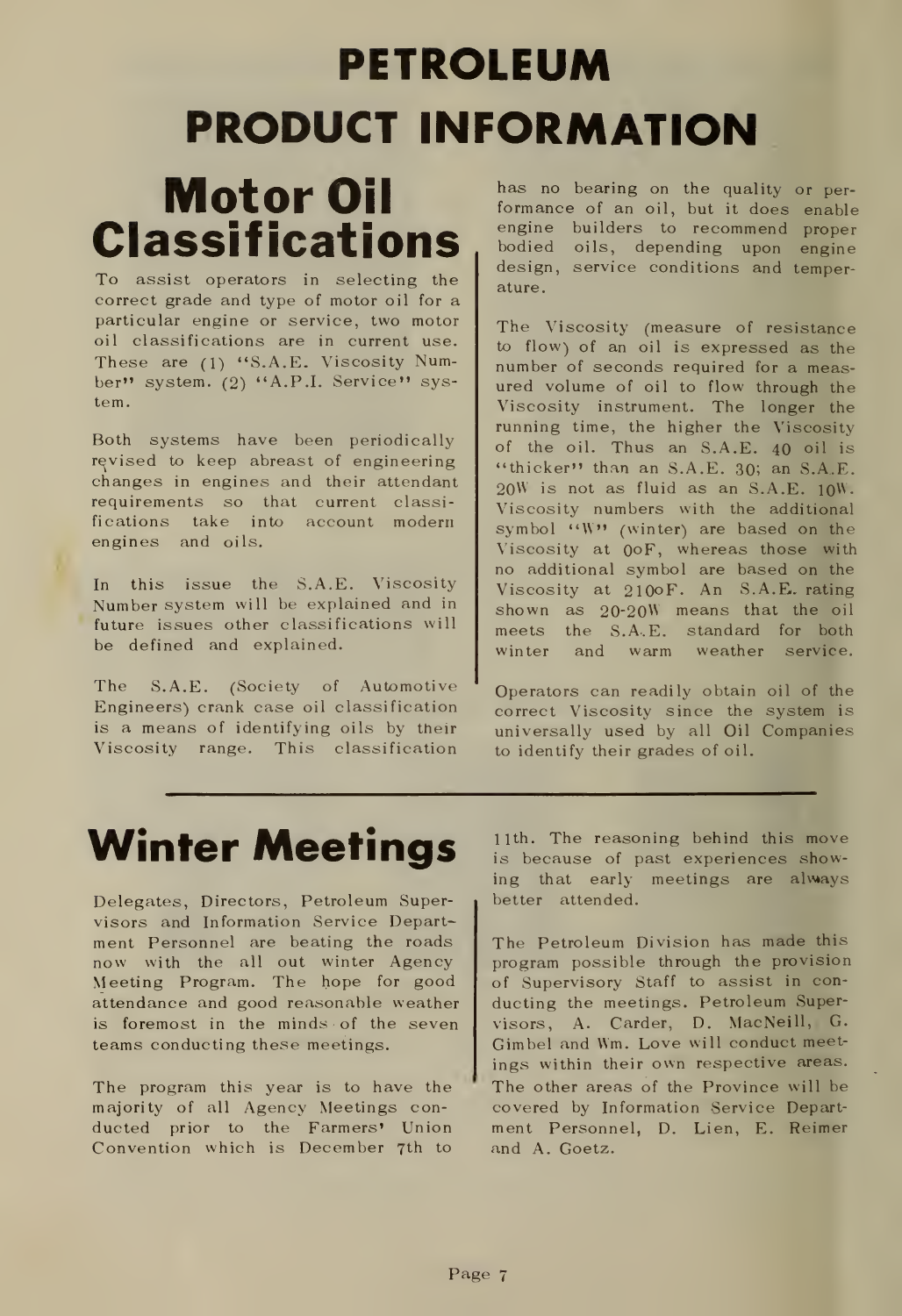# PETROLEUM PRODUCT INFORMATION

## Motor Oil Classifications

To assist operators in selecting the correct grade and type of motor oil for a particular engine or service, two motor oil classifications are in current use. These are (1) "S.A.E. Viscosity Number" system. (2) "A.P.I. Service" system.

Both systems have been periodically revised to keep abreast of engineering changes in engines and their attendant requirements so that current classifications take into account modern engines and oils.

In this issue the S.A.E. Viscosity Number system will be explained and in future issues other classifications will be defined and explained.

The S.A.E. (Society of Automotive Engineers) crank case oil classification is a means of identifying oils by their Viscosity range. This classification has no bearing on the quality or performance of an oil, but it does enable engine builders to recommend proper bodied oils, depending upon engine design, service conditions and temperature.

The Viscosity (measure of resistance to flow) of an oil is expressed as the number of seconds required for a measured volume of oil to flow through the Viscosity instrument. The longer the running time, the higher the Viscosity of the oil. Thus an S.A.E. 40 oil is "thicker" than an S.A.E. 30; an S.A.E. 20W is not as fluid as an S.A.E. 10W. Viscosity numbers with the additional symbol "W" (winter) are based on the Viscosity at 0oF, whereas those with no additional symbol are based on the Viscosity at 210oF. An S.A.E. rating shown as 20-20W means that the oil meets the S.A.E. standard for both winter and warm weather service.

Operators can readily obtain oil of the correct Viscosity since the system is universally used by all Oil Companies to identify their grades of oil.

## Winter Meetings

Delegates, Directors, Petroleum Supervisors and Information Service Department Personnel are beating the roads now with the all out winter Agency Meeting Program. The hope for good attendance and good reasonable weather is foremost in the minds of the seven teams conducting these meetings.

The program this year is to have the majority of all Agency Meetings conducted prior to the Farmers' Union Convention which is December 7th to 11th. The reasoning behind this move is because of past experiences showing that early meetings are always better attended.

The Petroleum Division has made this program possible through the provision of Supervisory Staff to assist in conducting the meetings. Petroleum Supervisors, A. Carder, D. MacNeill, G. Gimbel and Wm. Love will conduct meetings within their own respective areas. The other areas of the Province will be covered by Information Service Department Personnel, D. Lien, E. Reimer and A. Goetz.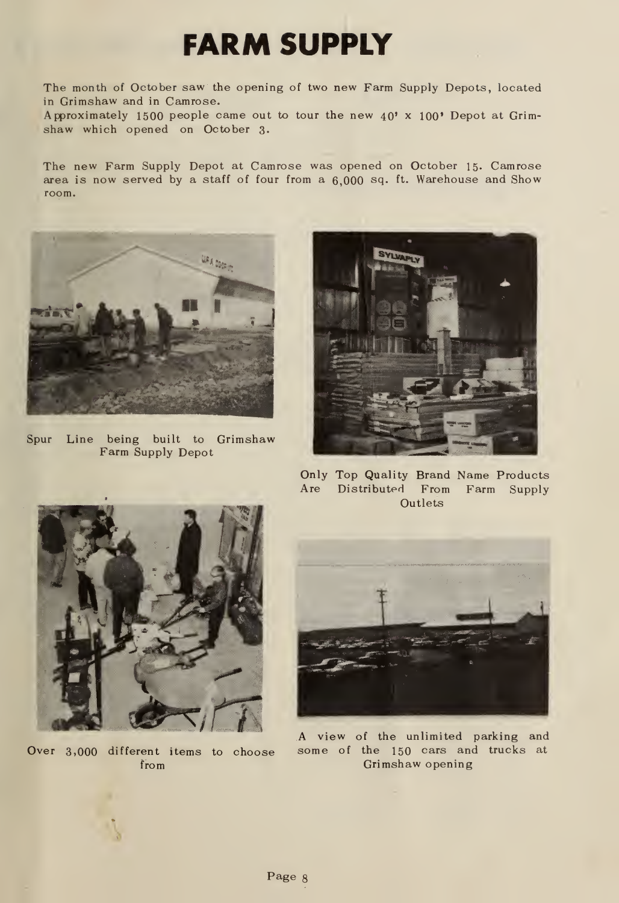# FARM SUPPLY

The month of October saw the opening of two new Farm Supply Depots, located in Grimshaw and in Camrose.
Approximately 1500 people came out to tour the new 40' x 100' Depot at Grimshaw which opened on October 3.

The new Farm Supply Depot at Camrose was opened on October 15. Camrose area is now served by a staff of four from a 6,000 sq. ft. Warehouse and Show room.

Spur Line being built to Grimshaw Farm Supply Depot

Only Top Quality Brand Name Products Are Distributed From Farm Supply Outlets

Over 3,000 different items to choose from

A view of the unlimited parking and some of the 150 cars and trucks at Grimshaw opening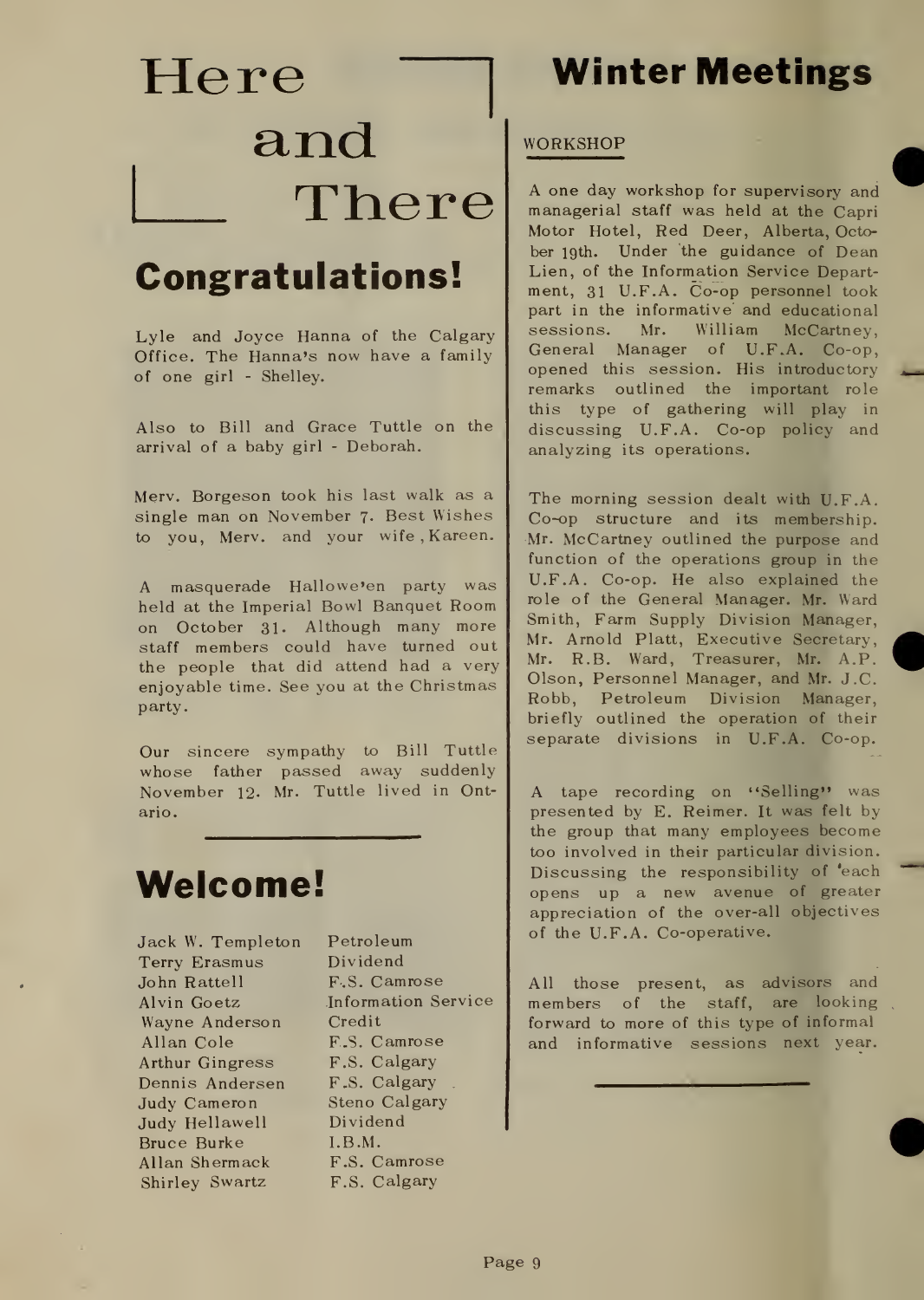# Here and There

## Congratulations!

Lyle and Joyce Hanna of the Calgary Office. The Hanna's now have a family of one girl - Shelley.

Also to Bill and Grace Tuttle on the arrival of a baby girl - Deborah.

Merv. Borgeson took his last walk as a single man on November 7. Best Wishes to you, Merv. and your wife, Kareen.

A masquerade Hallowe'en party was held at the Imperial Bowl Banquet Room on October 31. Although many more staff members could have turned out the people that did attend had a very enjoyable time. See you at the Christmas party.

Our sincere sympathy to Bill Tuttle whose father passed away suddenly November 12. Mr. Tuttle lived in Ontario.

## Welcome!

| | |
|---|---|
| Jack W. Templeton | Petroleum |
| Terry Erasmus | Dividend |
| John Rattell | F.S. Camrose |
| Alvin Goetz | Information Service |
| Wayne Anderson | Credit |
| Allan Cole | F.S. Camrose |
| Arthur Gingress | F.S. Calgary |
| Dennis Andersen | F.S. Calgary |
| Judy Cameron | Steno Calgary |
| Judy Hellawell | Dividend |
| Bruce Burke | I.B.M. |
| Allan Shermack | F.S. Camrose |
| Shirley Swartz | F.S. Calgary |

# Winter Meetings

### WORKSHOP

A one day workshop for supervisory and managerial staff was held at the Capri Motor Hotel, Red Deer, Alberta, October 19th. Under the guidance of Dean Lien, of the Information Service Department, 31 U.F.A. Co-op personnel took part in the informative and educational sessions. Mr. William McCartney, General Manager of U.F.A. Co-op, opened this session. His introductory remarks outlined the important role this type of gathering will play in discussing U.F.A. Co-op policy and analyzing its operations.

The morning session dealt with U.F.A. Co-op structure and its membership. Mr. McCartney outlined the purpose and function of the operations group in the U.F.A. Co-op. He also explained the role of the General Manager. Mr. Ward Smith, Farm Supply Division Manager, Mr. Arnold Platt, Executive Secretary, Mr. R.B. Ward, Treasurer, Mr. A.P. Olson, Personnel Manager, and Mr. J.C. Robb, Petroleum Division Manager, briefly outlined the operation of their separate divisions in U.F.A. Co-op.

A tape recording on "Selling" was presented by E. Reimer. It was felt by the group that many employees become too involved in their particular division. Discussing the responsibility of each opens up a new avenue of greater appreciation of the over-all objectives of the U.F.A. Co-operative.

All those present, as advisors and members of the staff, are looking forward to more of this type of informal and informative sessions next year.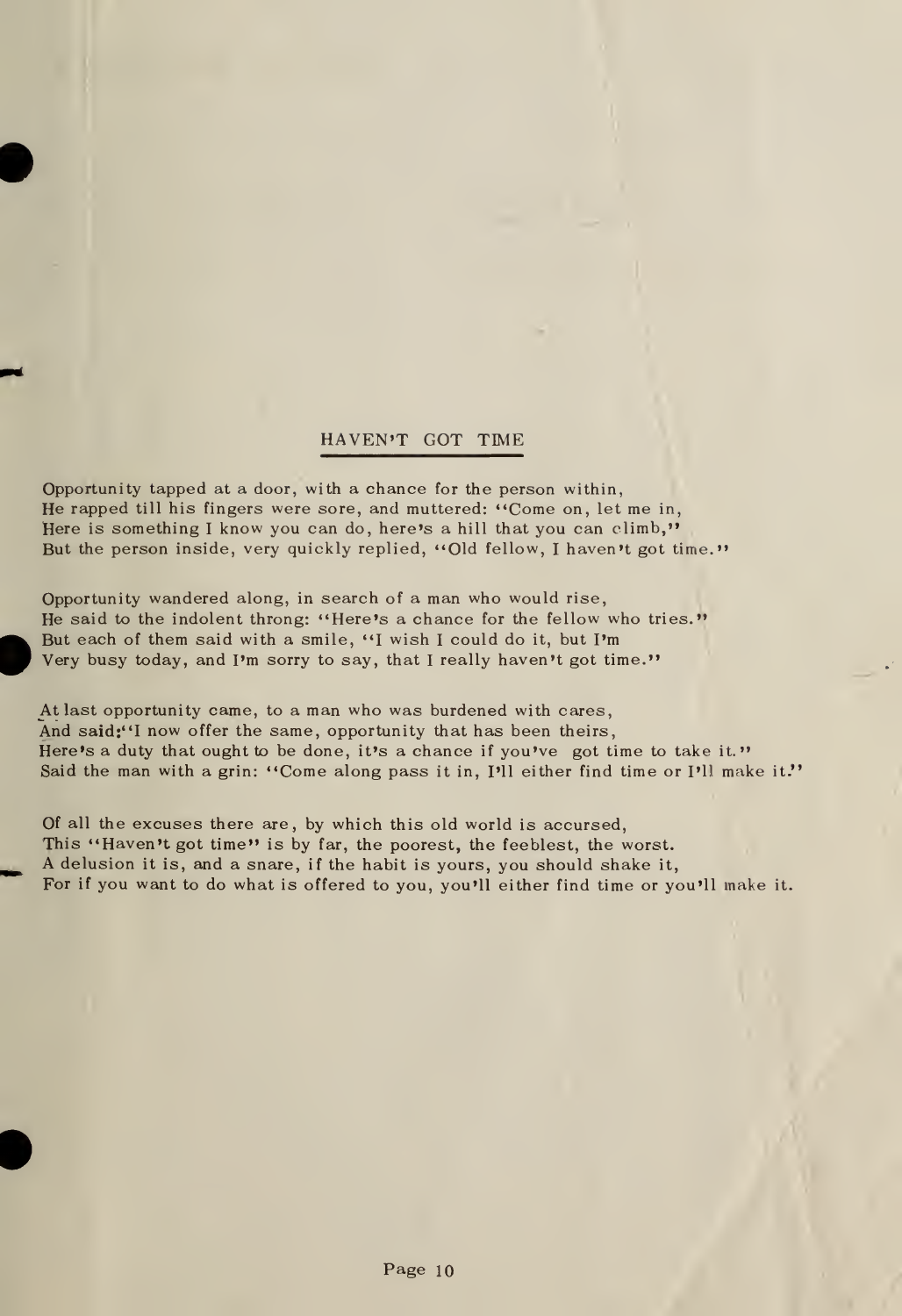## HAVEN'T GOT TIME

Opportunity tapped at a door, with a chance for the person within,
He rapped till his fingers were sore, and muttered: "Come on, let me in,
Here is something I know you can do, here's a hill that you can climb,"
But the person inside, very quickly replied, "Old fellow, I haven't got time."

Opportunity wandered along, in search of a man who would rise,
He said to the indolent throng: "Here's a chance for the fellow who tries."
But each of them said with a smile, "I wish I could do it, but I'm
Very busy today, and I'm sorry to say, that I really haven't got time."

At last opportunity came, to a man who was burdened with cares,
And said: "I now offer the same, opportunity that has been theirs,
Here's a duty that ought to be done, it's a chance if you've got time to take it."
Said the man with a grin: "Come along pass it in, I'll either find time or I'll make it."

Of all the excuses there are, by which this old world is accursed,
This "Haven't got time" is by far, the poorest, the feeblest, the worst.
A delusion it is, and a snare, if the habit is yours, you should shake it,
For if you want to do what is offered to you, you'll either find time or you'll make it.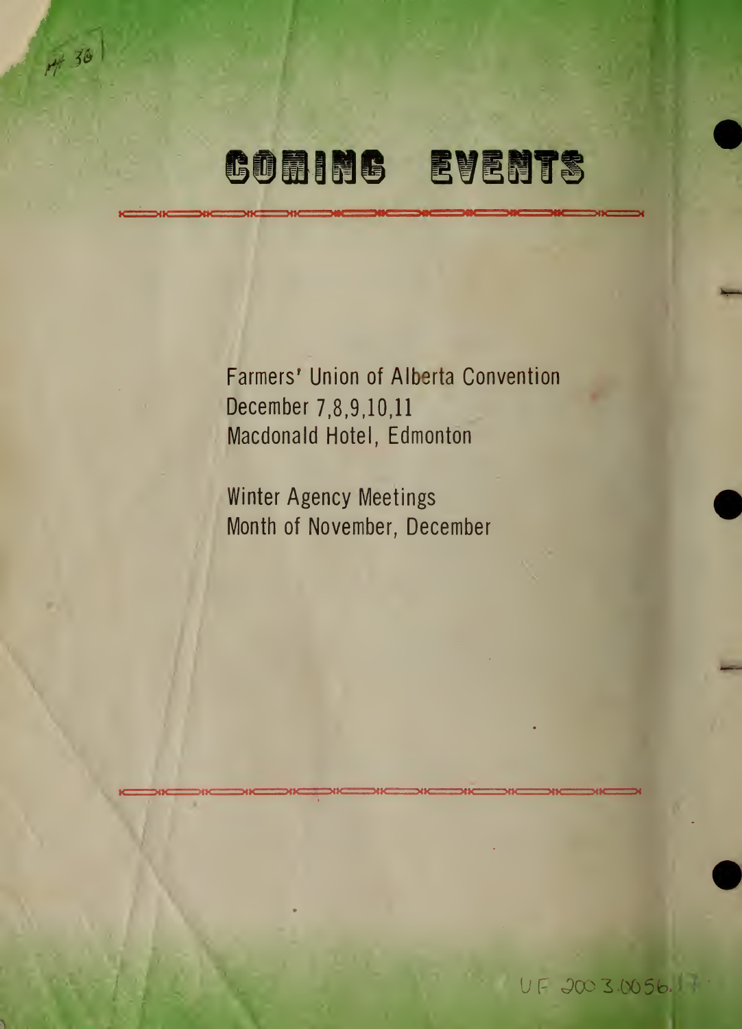# COMING EVENTS

Farmers' Union of Alberta Convention
December 7,8,9,10,11
Macdonald Hotel, Edmonton

Winter Agency Meetings
Month of November, December